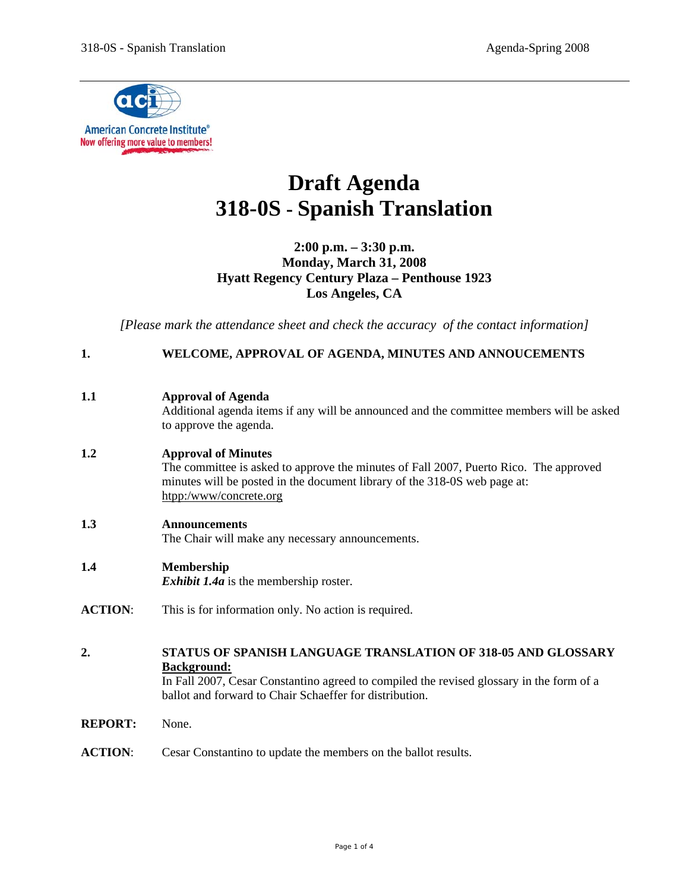# Draft Agenda
# 318-0S - Spanish Translation

**2:00 p.m. – 3:30 p.m.**
**Monday, March 31, 2008**
**Hyatt Regency Century Plaza – Penthouse 1923**
**Los Angeles, CA**

*[Please mark the attendance sheet and check the accuracy of the contact information]*

**1. WELCOME, APPROVAL OF AGENDA, MINUTES AND ANNOUCEMENTS**

**1.1 Approval of Agenda**
Additional agenda items if any will be announced and the committee members will be asked to approve the agenda.

**1.2 Approval of Minutes**
The committee is asked to approve the minutes of Fall 2007, Puerto Rico. The approved minutes will be posted in the document library of the 318-0S web page at: htpp:/www/concrete.org

**1.3 Announcements**
The Chair will make any necessary announcements.

**1.4 Membership**
***Exhibit 1.4a*** is the membership roster.

**ACTION**: This is for information only. No action is required.

**2. STATUS OF SPANISH LANGUAGE TRANSLATION OF 318-05 AND GLOSSARY**

**Background:**
In Fall 2007, Cesar Constantino agreed to compiled the revised glossary in the form of a ballot and forward to Chair Schaeffer for distribution.

**REPORT:** None.

**ACTION**: Cesar Constantino to update the members on the ballot results.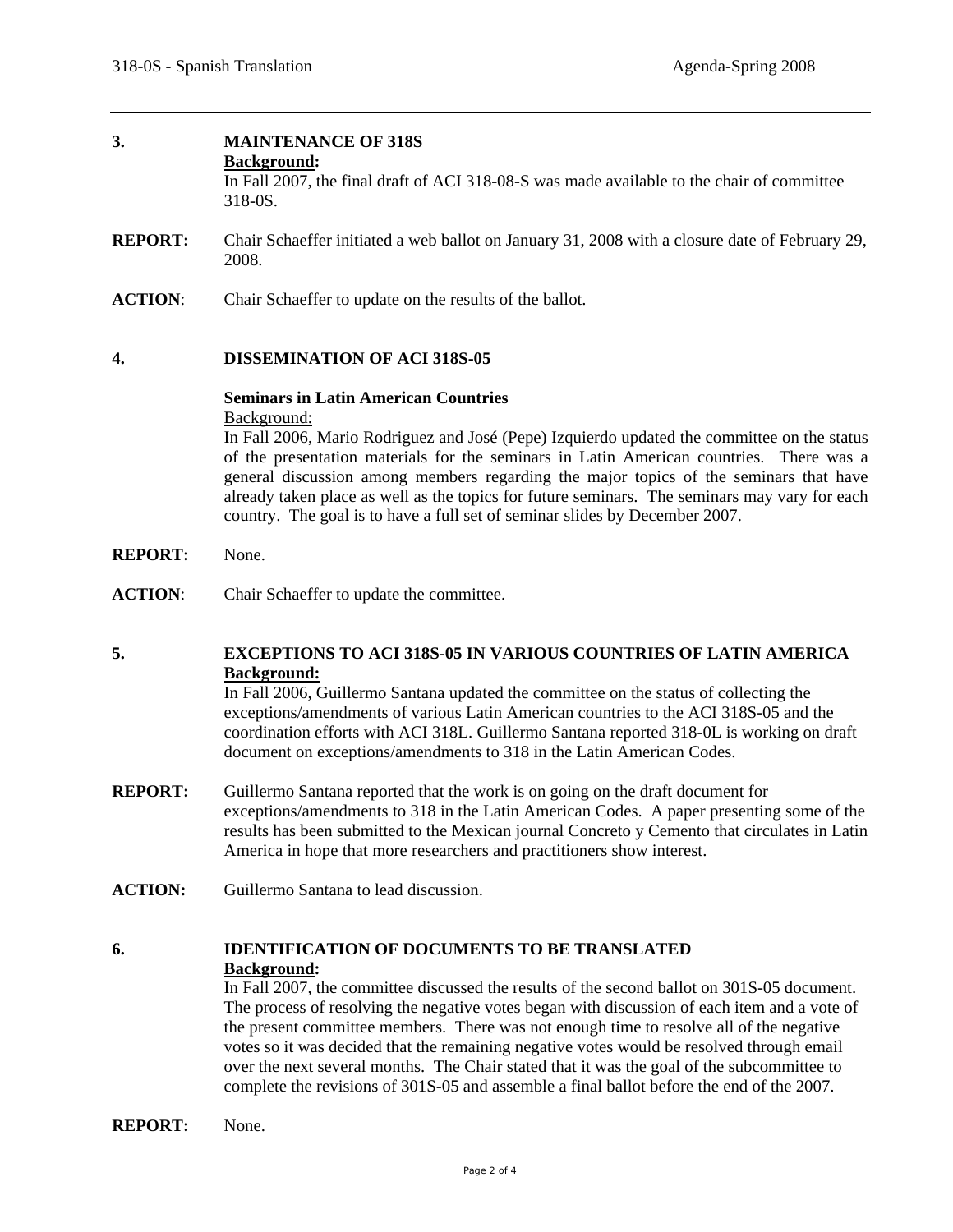**3. MAINTENANCE OF 318S**

**Background:**

In Fall 2007, the final draft of ACI 318-08-S was made available to the chair of committee 318-0S.

**REPORT:** Chair Schaeffer initiated a web ballot on January 31, 2008 with a closure date of February 29, 2008.

**ACTION**: Chair Schaeffer to update on the results of the ballot.

**4. DISSEMINATION OF ACI 318S-05**

**Seminars in Latin American Countries**

Background:

In Fall 2006, Mario Rodriguez and José (Pepe) Izquierdo updated the committee on the status of the presentation materials for the seminars in Latin American countries. There was a general discussion among members regarding the major topics of the seminars that have already taken place as well as the topics for future seminars. The seminars may vary for each country. The goal is to have a full set of seminar slides by December 2007.

**REPORT:** None.

**ACTION**: Chair Schaeffer to update the committee.

**5. EXCEPTIONS TO ACI 318S-05 IN VARIOUS COUNTRIES OF LATIN AMERICA**

**Background:**

In Fall 2006, Guillermo Santana updated the committee on the status of collecting the exceptions/amendments of various Latin American countries to the ACI 318S-05 and the coordination efforts with ACI 318L. Guillermo Santana reported 318-0L is working on draft document on exceptions/amendments to 318 in the Latin American Codes.

**REPORT:** Guillermo Santana reported that the work is on going on the draft document for exceptions/amendments to 318 in the Latin American Codes. A paper presenting some of the results has been submitted to the Mexican journal Concreto y Cemento that circulates in Latin America in hope that more researchers and practitioners show interest.

**ACTION:** Guillermo Santana to lead discussion.

**6. IDENTIFICATION OF DOCUMENTS TO BE TRANSLATED**

**Background:**

In Fall 2007, the committee discussed the results of the second ballot on 301S-05 document. The process of resolving the negative votes began with discussion of each item and a vote of the present committee members. There was not enough time to resolve all of the negative votes so it was decided that the remaining negative votes would be resolved through email over the next several months. The Chair stated that it was the goal of the subcommittee to complete the revisions of 301S-05 and assemble a final ballot before the end of the 2007.

**REPORT:** None.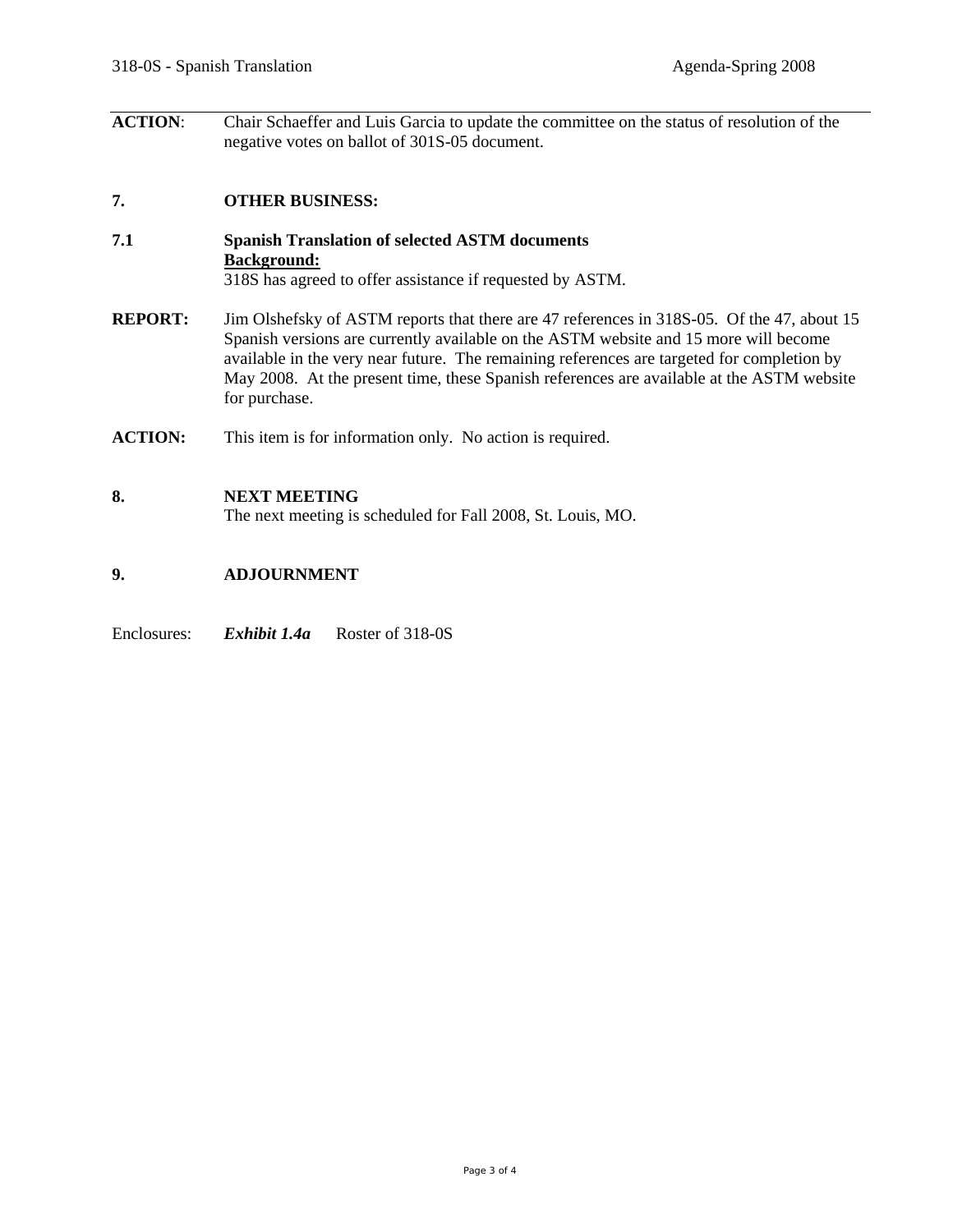**ACTION**: Chair Schaeffer and Luis Garcia to update the committee on the status of resolution of the negative votes on ballot of 301S-05 document.

## 7. OTHER BUSINESS:

### 7.1 Spanish Translation of selected ASTM documents

**Background:**

318S has agreed to offer assistance if requested by ASTM.

**REPORT:** Jim Olshefsky of ASTM reports that there are 47 references in 318S-05. Of the 47, about 15 Spanish versions are currently available on the ASTM website and 15 more will become available in the very near future. The remaining references are targeted for completion by May 2008. At the present time, these Spanish references are available at the ASTM website for purchase.

**ACTION:** This item is for information only. No action is required.

## 8. NEXT MEETING

The next meeting is scheduled for Fall 2008, St. Louis, MO.

## 9. ADJOURNMENT

Enclosures: ***Exhibit 1.4a*** Roster of 318-0S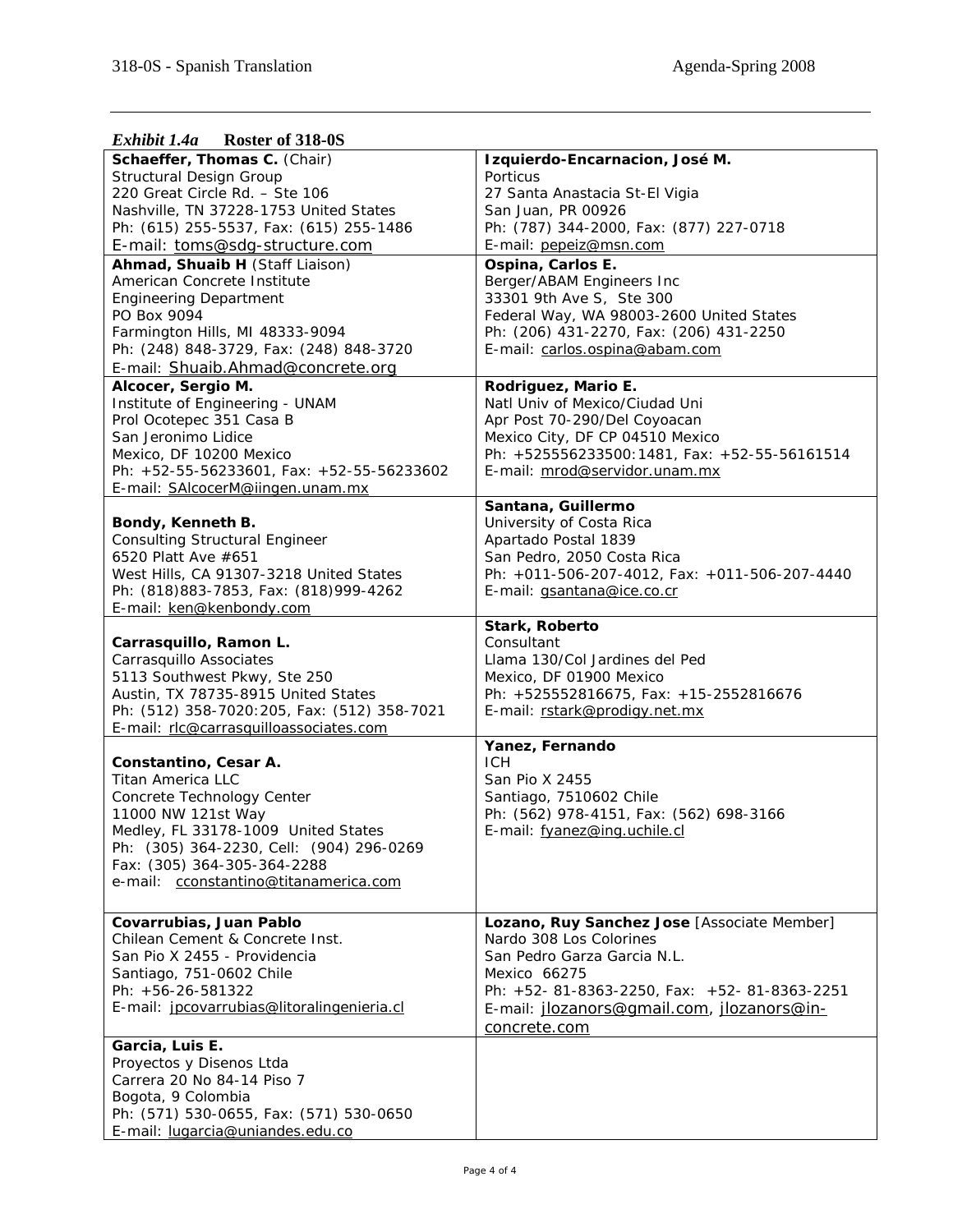*Exhibit 1.4a* **Roster of 318-0S**

| | |
|---|---|
| **Schaeffer, Thomas C.** (Chair)<br>Structural Design Group<br>220 Great Circle Rd. – Ste 106<br>Nashville, TN 37228-1753 United States<br>Ph: (615) 255-5537, Fax: (615) 255-1486<br>E-mail: toms@sdg-structure.com | **Izquierdo-Encarnacion, José M.**<br>Porticus<br>27 Santa Anastacia St-El Vigia<br>San Juan, PR 00926<br>Ph: (787) 344-2000, Fax: (877) 227-0718<br>E-mail: pepeiz@msn.com |
| **Ahmad, Shuaib H** (Staff Liaison)<br>American Concrete Institute<br>Engineering Department<br>PO Box 9094<br>Farmington Hills, MI 48333-9094<br>Ph: (248) 848-3729, Fax: (248) 848-3720<br>E-mail: Shuaib.Ahmad@concrete.org | **Ospina, Carlos E.**<br>Berger/ABAM Engineers Inc<br>33301 9th Ave S, Ste 300<br>Federal Way, WA 98003-2600 United States<br>Ph: (206) 431-2270, Fax: (206) 431-2250<br>E-mail: carlos.ospina@abam.com |
| **Alcocer, Sergio M.**<br>Institute of Engineering - UNAM<br>Prol Ocotepec 351 Casa B<br>San Jeronimo Lidice<br>Mexico, DF 10200 Mexico<br>Ph: +52-55-56233601, Fax: +52-55-56233602<br>E-mail: SAlcocerM@iingen.unam.mx | **Rodriguez, Mario E.**<br>Natl Univ of Mexico/Ciudad Uni<br>Apr Post 70-290/Del Coyoacan<br>Mexico City, DF CP 04510 Mexico<br>Ph: +525556233500:1481, Fax: +52-55-56161514<br>E-mail: mrod@servidor.unam.mx |
| **Bondy, Kenneth B.**<br>Consulting Structural Engineer<br>6520 Platt Ave #651<br>West Hills, CA 91307-3218 United States<br>Ph: (818)883-7853, Fax: (818)999-4262<br>E-mail: ken@kenbondy.com | **Santana, Guillermo**<br>University of Costa Rica<br>Apartado Postal 1839<br>San Pedro, 2050 Costa Rica<br>Ph: +011-506-207-4012, Fax: +011-506-207-4440<br>E-mail: gsantana@ice.co.cr |
| **Carrasquillo, Ramon L.**<br>Carrasquillo Associates<br>5113 Southwest Pkwy, Ste 250<br>Austin, TX 78735-8915 United States<br>Ph: (512) 358-7020:205, Fax: (512) 358-7021<br>E-mail: rlc@carrasquilloassociates.com | **Stark, Roberto**<br>Consultant<br>Llama 130/Col Jardines del Ped<br>Mexico, DF 01900 Mexico<br>Ph: +525552816675, Fax: +15-2552816676<br>E-mail: rstark@prodigy.net.mx |
| **Constantino, Cesar A.**<br>Titan America LLC<br>Concrete Technology Center<br>11000 NW 121st Way<br>Medley, FL 33178-1009 United States<br>Ph: (305) 364-2230, Cell: (904) 296-0269<br>Fax: (305) 364-305-364-2288<br>e-mail: cconstantino@titanamerica.com | **Yanez, Fernando**<br>ICH<br>San Pio X 2455<br>Santiago, 7510602 Chile<br>Ph: (562) 978-4151, Fax: (562) 698-3166<br>E-mail: fyanez@ing.uchile.cl |
| **Covarrubias, Juan Pablo**<br>Chilean Cement & Concrete Inst.<br>San Pio X 2455 - Providencia<br>Santiago, 751-0602 Chile<br>Ph: +56-26-581322<br>E-mail: jpcovarrubias@litoralingenieria.cl | **Lozano, Ruy Sanchez Jose** [Associate Member]<br>Nardo 308 Los Colorines<br>San Pedro Garza Garcia N.L.<br>Mexico 66275<br>Ph: +52- 81-8363-2250, Fax: +52- 81-8363-2251<br>E-mail: jlozanors@gmail.com, jlozanors@in-concrete.com |
| **Garcia, Luis E.**<br>Proyectos y Disenos Ltda<br>Carrera 20 No 84-14 Piso 7<br>Bogota, 9 Colombia<br>Ph: (571) 530-0655, Fax: (571) 530-0650<br>E-mail: lugarcia@uniandes.edu.co | |